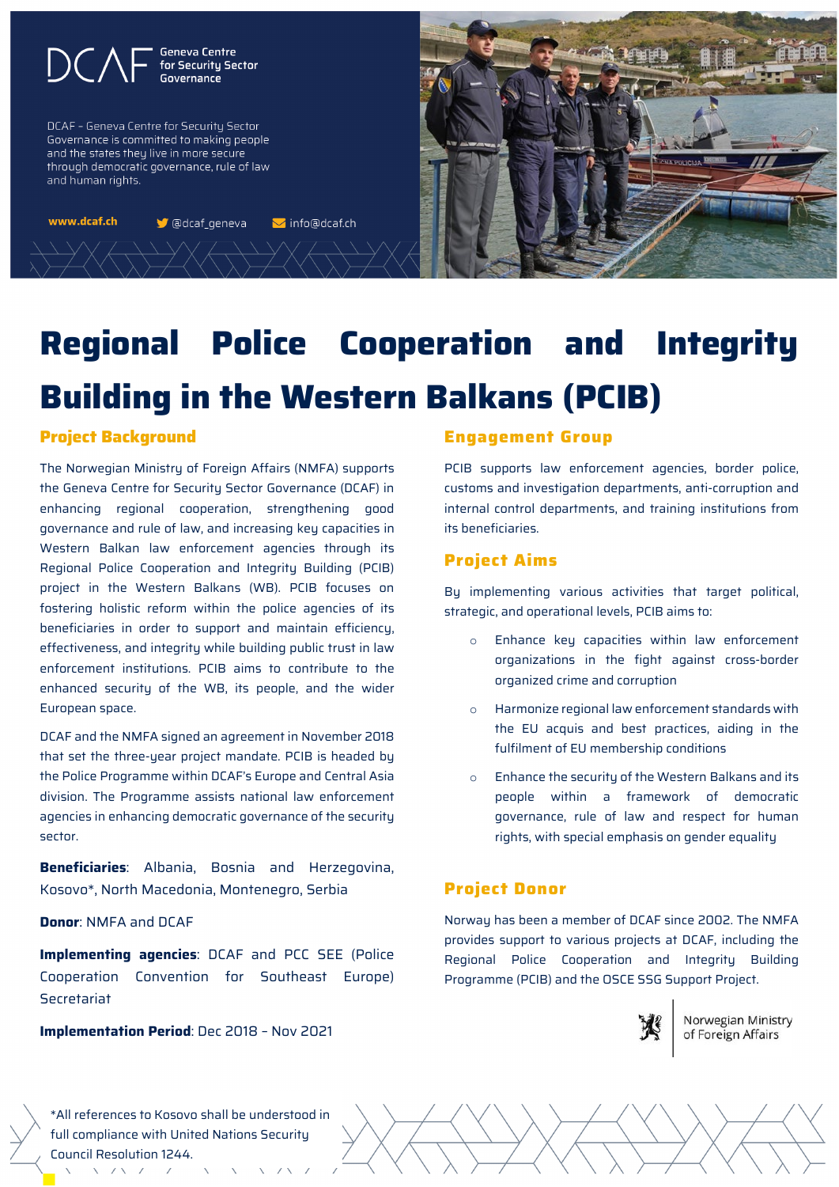DCAF Geneva Centre for Security Sector Governance

DCAF – Geneva Centre for Security Sector Governance is committed to making people and the states they live in more secure through democratic governance, rule of law and human rights.

www.dcaf.ch @dcaf_geneva info@dcaf.ch

# Regional Police Cooperation and Integrity Building in the Western Balkans (PCIB)

## Project Background

The Norwegian Ministry of Foreign Affairs (NMFA) supports the Geneva Centre for Security Sector Governance (DCAF) in enhancing regional cooperation, strengthening good governance and rule of law, and increasing key capacities in Western Balkan law enforcement agencies through its Regional Police Cooperation and Integrity Building (PCIB) project in the Western Balkans (WB). PCIB focuses on fostering holistic reform within the police agencies of its beneficiaries in order to support and maintain efficiency, effectiveness, and integrity while building public trust in law enforcement institutions. PCIB aims to contribute to the enhanced security of the WB, its people, and the wider European space.

DCAF and the NMFA signed an agreement in November 2018 that set the three-year project mandate. PCIB is headed by the Police Programme within DCAF's Europe and Central Asia division. The Programme assists national law enforcement agencies in enhancing democratic governance of the security sector.

**Beneficiaries**: Albania, Bosnia and Herzegovina, Kosovo*, North Macedonia, Montenegro, Serbia

**Donor**: NMFA and DCAF

**Implementing agencies**: DCAF and PCC SEE (Police Cooperation Convention for Southeast Europe) Secretariat

**Implementation Period**: Dec 2018 – Nov 2021

## Engagement Group

PCIB supports law enforcement agencies, border police, customs and investigation departments, anti-corruption and internal control departments, and training institutions from its beneficiaries.

## Project Aims

By implementing various activities that target political, strategic, and operational levels, PCIB aims to:

- Enhance key capacities within law enforcement organizations in the fight against cross-border organized crime and corruption
- Harmonize regional law enforcement standards with the EU acquis and best practices, aiding in the fulfilment of EU membership conditions
- Enhance the security of the Western Balkans and its people within a framework of democratic governance, rule of law and respect for human rights, with special emphasis on gender equality

## Project Donor

Norway has been a member of DCAF since 2002. The NMFA provides support to various projects at DCAF, including the Regional Police Cooperation and Integrity Building Programme (PCIB) and the OSCE SSG Support Project.

Norwegian Ministry of Foreign Affairs

*All references to Kosovo shall be understood in full compliance with United Nations Security Council Resolution 1244.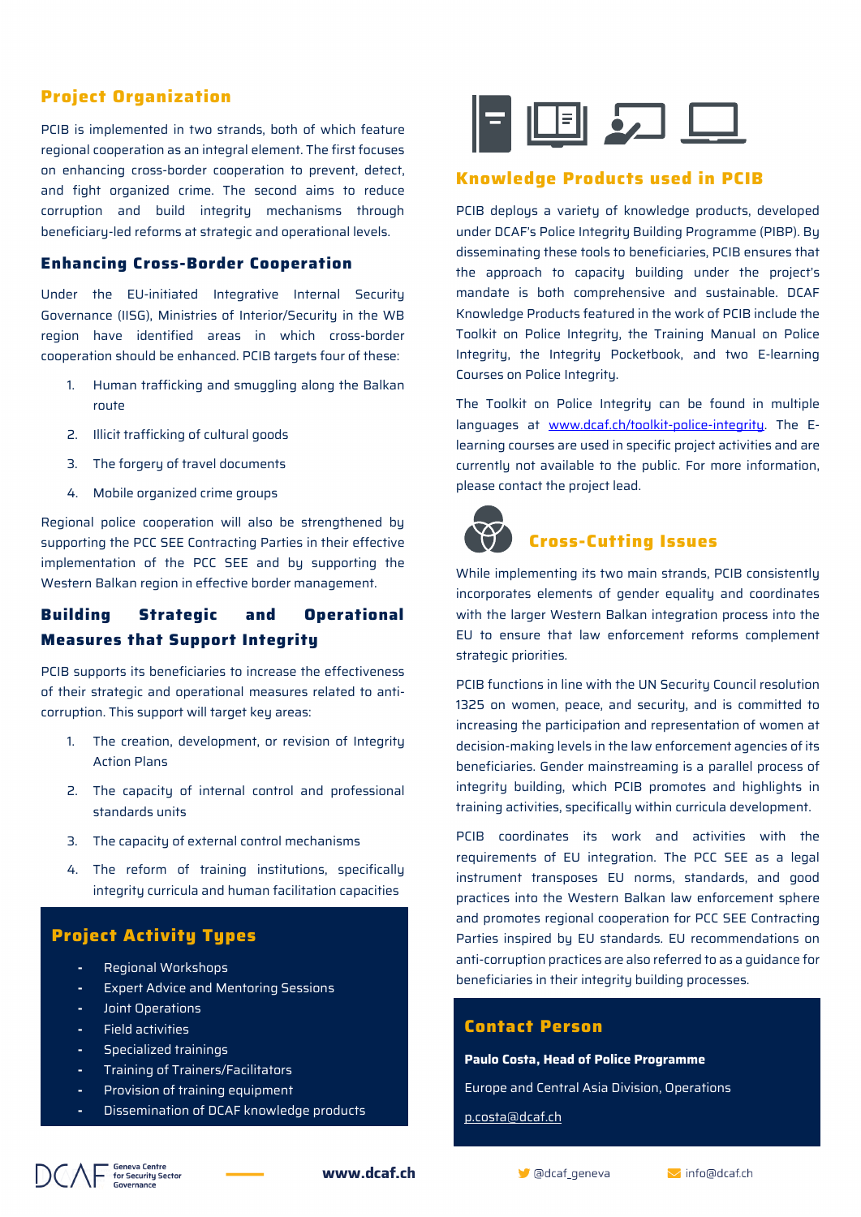## Project Organization

PCIB is implemented in two strands, both of which feature regional cooperation as an integral element. The first focuses on enhancing cross-border cooperation to prevent, detect, and fight organized crime. The second aims to reduce corruption and build integrity mechanisms through beneficiary-led reforms at strategic and operational levels.

### Enhancing Cross-Border Cooperation

Under the EU-initiated Integrative Internal Security Governance (IISG), Ministries of Interior/Security in the WB region have identified areas in which cross-border cooperation should be enhanced. PCIB targets four of these:

1. Human trafficking and smuggling along the Balkan route
2. Illicit trafficking of cultural goods
3. The forgery of travel documents
4. Mobile organized crime groups

Regional police cooperation will also be strengthened by supporting the PCC SEE Contracting Parties in their effective implementation of the PCC SEE and by supporting the Western Balkan region in effective border management.

### Building Strategic and Operational Measures that Support Integrity

PCIB supports its beneficiaries to increase the effectiveness of their strategic and operational measures related to anti-corruption. This support will target key areas:

1. The creation, development, or revision of Integrity Action Plans
2. The capacity of internal control and professional standards units
3. The capacity of external control mechanisms
4. The reform of training institutions, specifically integrity curricula and human facilitation capacities

## Project Activity Types

- Regional Workshops
- Expert Advice and Mentoring Sessions
- Joint Operations
- Field activities
- Specialized trainings
- Training of Trainers/Facilitators
- Provision of training equipment
- Dissemination of DCAF knowledge products

## Knowledge Products used in PCIB

PCIB deploys a variety of knowledge products, developed under DCAF's Police Integrity Building Programme (PIBP). By disseminating these tools to beneficiaries, PCIB ensures that the approach to capacity building under the project's mandate is both comprehensive and sustainable. DCAF Knowledge Products featured in the work of PCIB include the Toolkit on Police Integrity, the Training Manual on Police Integrity, the Integrity Pocketbook, and two E-learning Courses on Police Integrity.

The Toolkit on Police Integrity can be found in multiple languages at [www.dcaf.ch/toolkit-police-integrity](www.dcaf.ch/toolkit-police-integrity). The E-learning courses are used in specific project activities and are currently not available to the public. For more information, please contact the project lead.

## Cross-Cutting Issues

While implementing its two main strands, PCIB consistently incorporates elements of gender equality and coordinates with the larger Western Balkan integration process into the EU to ensure that law enforcement reforms complement strategic priorities.

PCIB functions in line with the UN Security Council resolution 1325 on women, peace, and security, and is committed to increasing the participation and representation of women at decision-making levels in the law enforcement agencies of its beneficiaries. Gender mainstreaming is a parallel process of integrity building, which PCIB promotes and highlights in training activities, specifically within curricula development.

PCIB coordinates its work and activities with the requirements of EU integration. The PCC SEE as a legal instrument transposes EU norms, standards, and good practices into the Western Balkan law enforcement sphere and promotes regional cooperation for PCC SEE Contracting Parties inspired by EU standards. EU recommendations on anti-corruption practices are also referred to as a guidance for beneficiaries in their integrity building processes.

## Contact Person

**Paulo Costa, Head of Police Programme**

Europe and Central Asia Division, Operations

[p.costa@dcaf.ch](mailto:p.costa@dcaf.ch)

DCAF Geneva Centre for Security Sector Governance

www.dcaf.ch

@dcaf_geneva

info@dcaf.ch